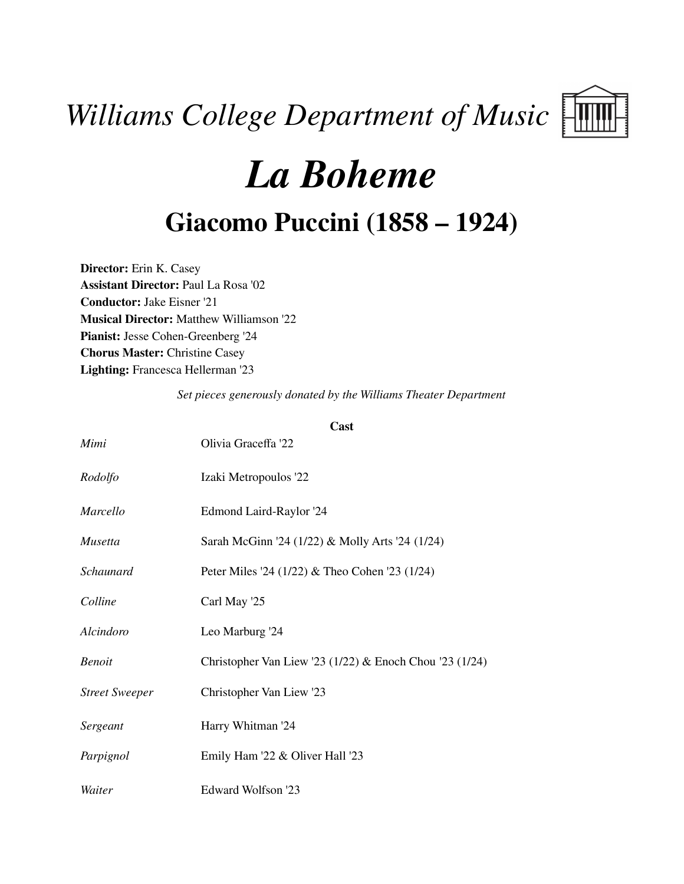*Williams College Department of Music*

# *La Boheme*

## Giacomo Puccini (1858 – 1924)

**Director:** Erin K. Casey
**Assistant Director:** Paul La Rosa '02
**Conductor:** Jake Eisner '21
**Musical Director:** Matthew Williamson '22
**Pianist:** Jesse Cohen-Greenberg '24
**Chorus Master:** Christine Casey
**Lighting:** Francesca Hellerman '23

*Set pieces generously donated by the Williams Theater Department*

**Cast**

| | |
|---|---|
| *Mimi* | Olivia Graceffa '22 |
| *Rodolfo* | Izaki Metropoulos '22 |
| *Marcello* | Edmond Laird-Raylor '24 |
| *Musetta* | Sarah McGinn '24 (1/22) & Molly Arts '24 (1/24) |
| *Schaunard* | Peter Miles '24 (1/22) & Theo Cohen '23 (1/24) |
| *Colline* | Carl May '25 |
| *Alcindoro* | Leo Marburg '24 |
| *Benoit* | Christopher Van Liew '23 (1/22) & Enoch Chou '23 (1/24) |
| *Street Sweeper* | Christopher Van Liew '23 |
| *Sergeant* | Harry Whitman '24 |
| *Parpignol* | Emily Ham '22 & Oliver Hall '23 |
| *Waiter* | Edward Wolfson '23 |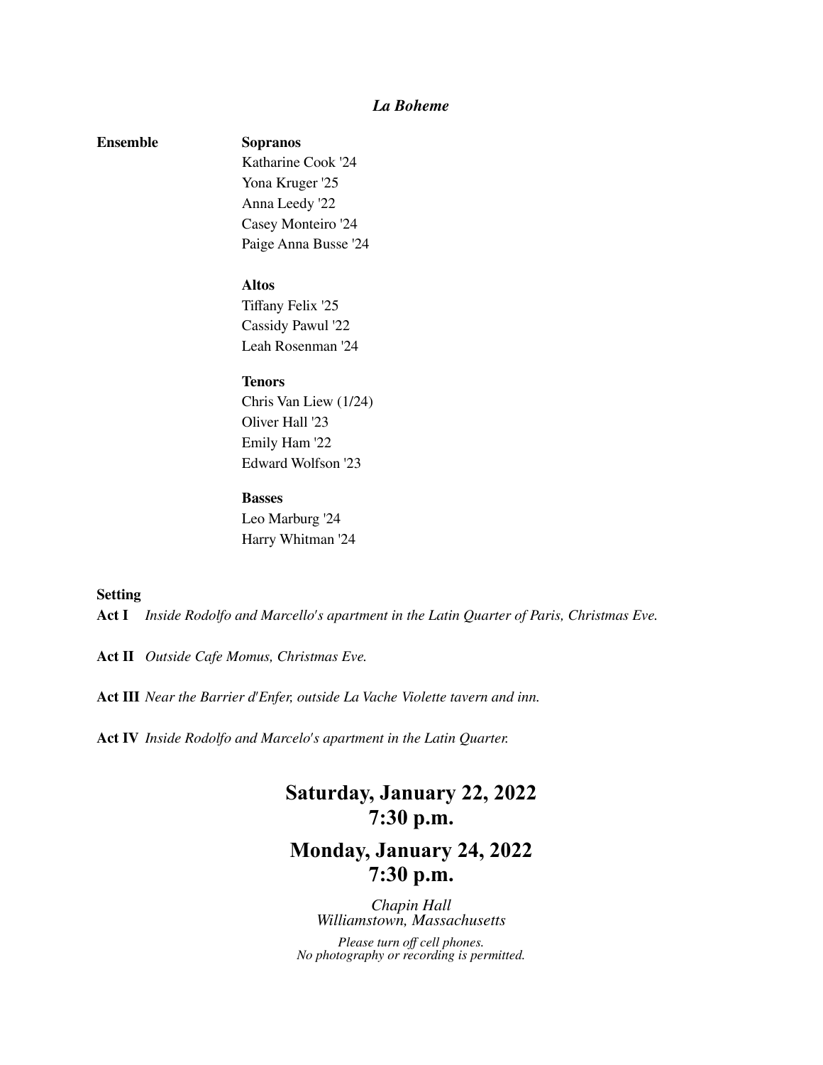*La Boheme*

**Ensemble**

**Sopranos**
Katharine Cook '24
Yona Kruger '25
Anna Leedy '22
Casey Monteiro '24
Paige Anna Busse '24

**Altos**
Tiffany Felix '25
Cassidy Pawul '22
Leah Rosenman '24

**Tenors**
Chris Van Liew (1/24)
Oliver Hall '23
Emily Ham '22
Edward Wolfson '23

**Basses**
Leo Marburg '24
Harry Whitman '24

**Setting**

**Act I** *Inside Rodolfo and Marcello's apartment in the Latin Quarter of Paris, Christmas Eve.*

**Act II** *Outside Cafe Momus, Christmas Eve.*

**Act III** *Near the Barrier d'Enfer, outside La Vache Violette tavern and inn.*

**Act IV** *Inside Rodolfo and Marcelo's apartment in the Latin Quarter.*

## Saturday, January 22, 2022
## 7:30 p.m.

## Monday, January 24, 2022
## 7:30 p.m.

*Chapin Hall*
*Williamstown, Massachusetts*

*Please turn off cell phones.*
*No photography or recording is permitted.*